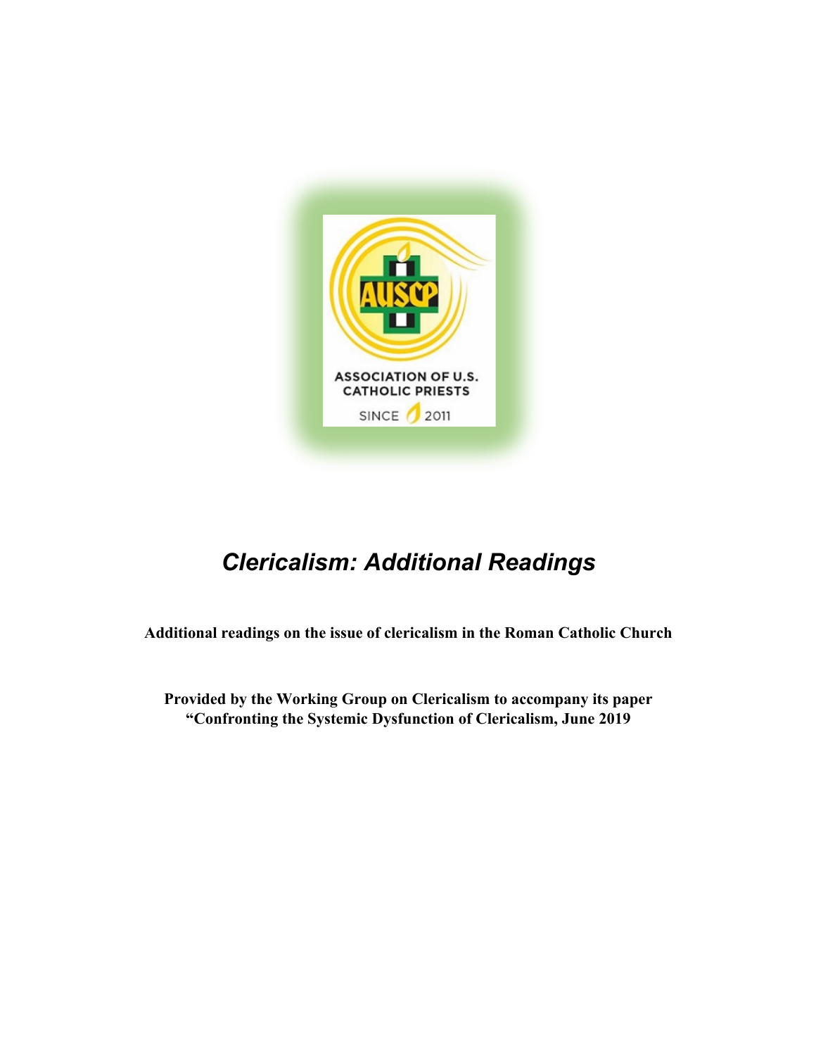# *Clericalism: Additional Readings*

**Additional readings on the issue of clericalism in the Roman Catholic Church**

**Provided by the Working Group on Clericalism to accompany its paper "Confronting the Systemic Dysfunction of Clericalism, June 2019**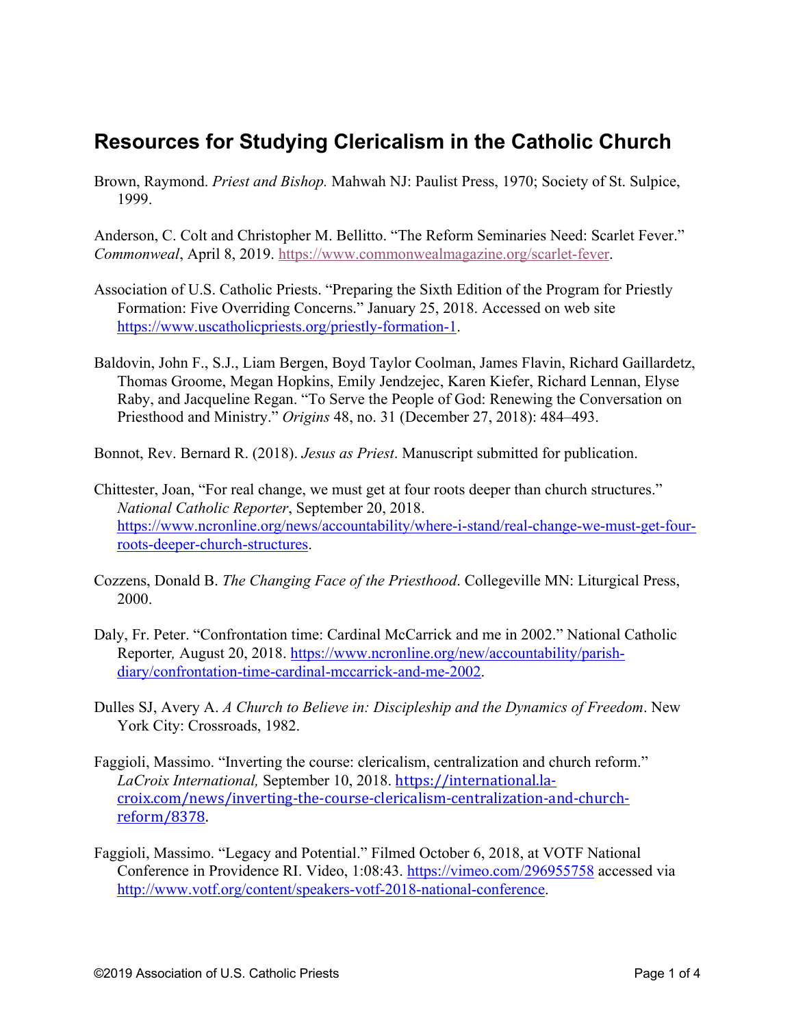# Resources for Studying Clericalism in the Catholic Church

Brown, Raymond. *Priest and Bishop.* Mahwah NJ: Paulist Press, 1970; Society of St. Sulpice, 1999.

Anderson, C. Colt and Christopher M. Bellitto. "The Reform Seminaries Need: Scarlet Fever." *Commonweal*, April 8, 2019. https://www.commonwealmagazine.org/scarlet-fever.

Association of U.S. Catholic Priests. "Preparing the Sixth Edition of the Program for Priestly Formation: Five Overriding Concerns." January 25, 2018. Accessed on web site https://www.uscatholicpriests.org/priestly-formation-1.

Baldovin, John F., S.J., Liam Bergen, Boyd Taylor Coolman, James Flavin, Richard Gaillardetz, Thomas Groome, Megan Hopkins, Emily Jendzejec, Karen Kiefer, Richard Lennan, Elyse Raby, and Jacqueline Regan. "To Serve the People of God: Renewing the Conversation on Priesthood and Ministry." *Origins* 48, no. 31 (December 27, 2018): 484–493.

Bonnot, Rev. Bernard R. (2018). *Jesus as Priest*. Manuscript submitted for publication.

Chittester, Joan, "For real change, we must get at four roots deeper than church structures." *National Catholic Reporter*, September 20, 2018. https://www.ncronline.org/news/accountability/where-i-stand/real-change-we-must-get-four-roots-deeper-church-structures.

Cozzens, Donald B. *The Changing Face of the Priesthood*. Collegeville MN: Liturgical Press, 2000.

Daly, Fr. Peter. "Confrontation time: Cardinal McCarrick and me in 2002." National Catholic Reporter, August 20, 2018. https://www.ncronline.org/new/accountability/parish-diary/confrontation-time-cardinal-mccarrick-and-me-2002.

Dulles SJ, Avery A. *A Church to Believe in: Discipleship and the Dynamics of Freedom*. New York City: Crossroads, 1982.

Faggioli, Massimo. "Inverting the course: clericalism, centralization and church reform." *LaCroix International,* September 10, 2018. https://international.la-croix.com/news/inverting-the-course-clericalism-centralization-and-church-reform/8378.

Faggioli, Massimo. "Legacy and Potential." Filmed October 6, 2018, at VOTF National Conference in Providence RI. Video, 1:08:43. https://vimeo.com/296955758 accessed via http://www.votf.org/content/speakers-votf-2018-national-conference.

©2019 Association of U.S. Catholic Priests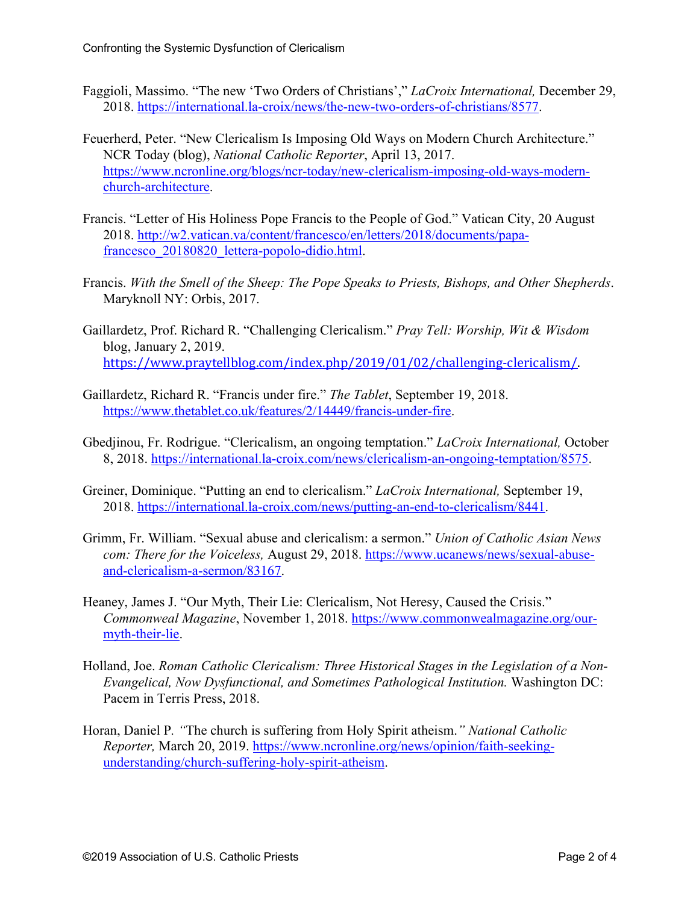Faggioli, Massimo. "The new 'Two Orders of Christians'," *LaCroix International,* December 29, 2018. https://international.la-croix/news/the-new-two-orders-of-christians/8577.

Feuerherd, Peter. "New Clericalism Is Imposing Old Ways on Modern Church Architecture." NCR Today (blog), *National Catholic Reporter*, April 13, 2017. https://www.ncronline.org/blogs/ncr-today/new-clericalism-imposing-old-ways-modern-church-architecture.

Francis. "Letter of His Holiness Pope Francis to the People of God." Vatican City, 20 August 2018. http://w2.vatican.va/content/francesco/en/letters/2018/documents/papa-francesco_20180820_lettera-popolo-didio.html.

Francis. *With the Smell of the Sheep: The Pope Speaks to Priests, Bishops, and Other Shepherds*. Maryknoll NY: Orbis, 2017.

Gaillardetz, Prof. Richard R. "Challenging Clericalism." *Pray Tell: Worship, Wit & Wisdom* blog, January 2, 2019. https://www.praytellblog.com/index.php/2019/01/02/challenging-clericalism/.

Gaillardetz, Richard R. "Francis under fire." *The Tablet*, September 19, 2018. https://www.thetablet.co.uk/features/2/14449/francis-under-fire.

Gbedjinou, Fr. Rodrigue. "Clericalism, an ongoing temptation." *LaCroix International,* October 8, 2018. https://international.la-croix.com/news/clericalism-an-ongoing-temptation/8575.

Greiner, Dominique. "Putting an end to clericalism." *LaCroix International,* September 19, 2018. https://international.la-croix.com/news/putting-an-end-to-clericalism/8441.

Grimm, Fr. William. "Sexual abuse and clericalism: a sermon." *Union of Catholic Asian News com: There for the Voiceless,* August 29, 2018. https://www.ucanews/news/sexual-abuse-and-clericalism-a-sermon/83167.

Heaney, James J. "Our Myth, Their Lie: Clericalism, Not Heresy, Caused the Crisis." *Commonweal Magazine*, November 1, 2018. https://www.commonwealmagazine.org/our-myth-their-lie.

Holland, Joe. *Roman Catholic Clericalism: Three Historical Stages in the Legislation of a Non-Evangelical, Now Dysfunctional, and Sometimes Pathological Institution.* Washington DC: Pacem in Terris Press, 2018.

Horan, Daniel P. "The church is suffering from Holy Spirit atheism." *National Catholic Reporter,* March 20, 2019. https://www.ncronline.org/news/opinion/faith-seeking-understanding/church-suffering-holy-spirit-atheism.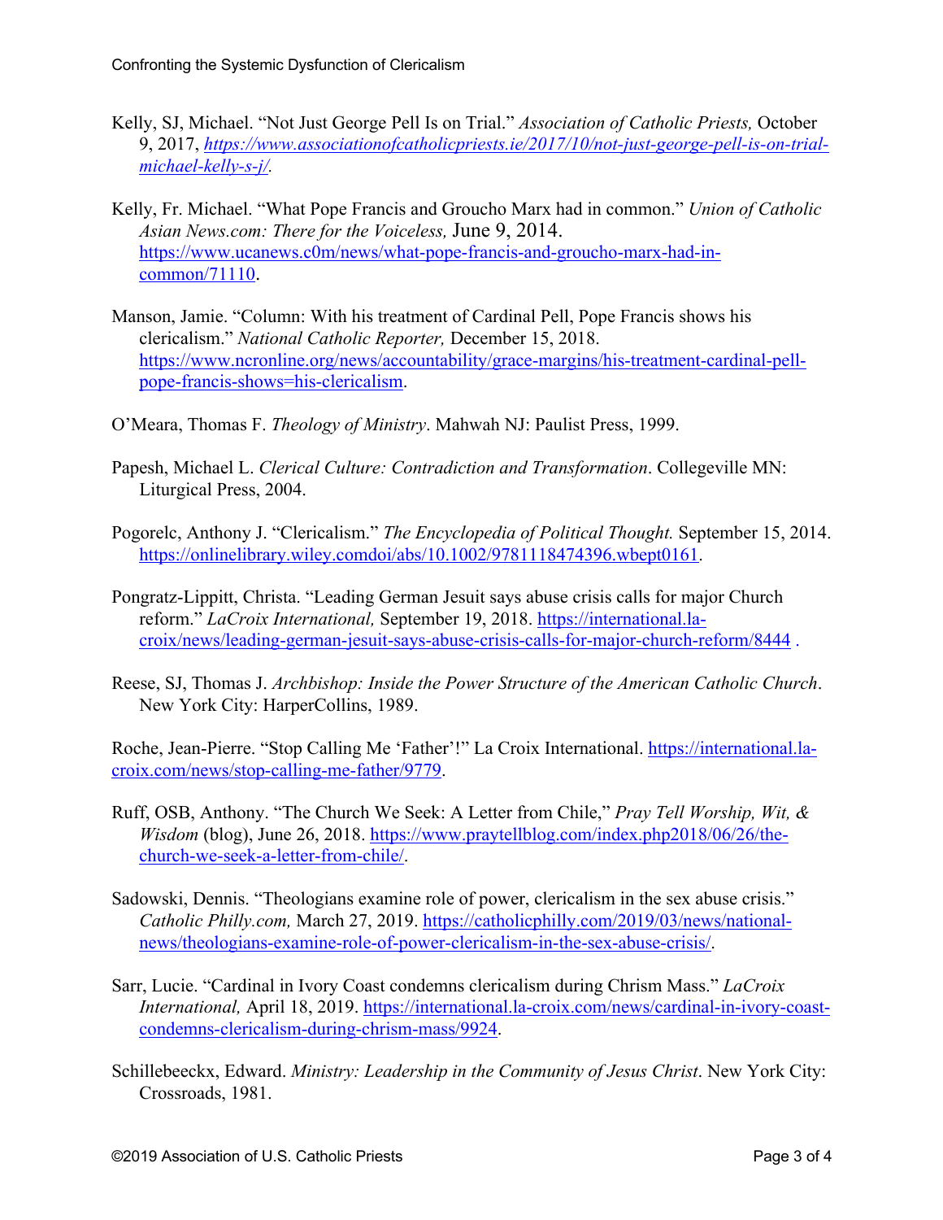Kelly, SJ, Michael. “Not Just George Pell Is on Trial.” *Association of Catholic Priests,* October 9, 2017, *https://www.associationofcatholicpriests.ie/2017/10/not-just-george-pell-is-on-trial-michael-kelly-s-j/.*

Kelly, Fr. Michael. “What Pope Francis and Groucho Marx had in common.” *Union of Catholic Asian News.com: There for the Voiceless,* June 9, 2014. https://www.ucanews.c0m/news/what-pope-francis-and-groucho-marx-had-in-common/71110.

Manson, Jamie. “Column: With his treatment of Cardinal Pell, Pope Francis shows his clericalism.” *National Catholic Reporter,* December 15, 2018. https://www.ncronline.org/news/accountability/grace-margins/his-treatment-cardinal-pell-pope-francis-shows=his-clericalism.

O’Meara, Thomas F. *Theology of Ministry*. Mahwah NJ: Paulist Press, 1999.

Papesh, Michael L. *Clerical Culture: Contradiction and Transformation*. Collegeville MN: Liturgical Press, 2004.

Pogorelc, Anthony J. “Clericalism.” *The Encyclopedia of Political Thought.* September 15, 2014. https://onlinelibrary.wiley.comdoi/abs/10.1002/9781118474396.wbept0161.

Pongratz-Lippitt, Christa. “Leading German Jesuit says abuse crisis calls for major Church reform.” *LaCroix International,* September 19, 2018. https://international.la-croix/news/leading-german-jesuit-says-abuse-crisis-calls-for-major-church-reform/8444 .

Reese, SJ, Thomas J. *Archbishop: Inside the Power Structure of the American Catholic Church*. New York City: HarperCollins, 1989.

Roche, Jean-Pierre. “Stop Calling Me ‘Father’!” La Croix International. https://international.la-croix.com/news/stop-calling-me-father/9779.

Ruff, OSB, Anthony. “The Church We Seek: A Letter from Chile,” *Pray Tell Worship, Wit, & Wisdom* (blog), June 26, 2018. https://www.praytellblog.com/index.php2018/06/26/the-church-we-seek-a-letter-from-chile/.

Sadowski, Dennis. “Theologians examine role of power, clericalism in the sex abuse crisis.” *Catholic Philly.com,* March 27, 2019. https://catholicphilly.com/2019/03/news/national-news/theologians-examine-role-of-power-clericalism-in-the-sex-abuse-crisis/.

Sarr, Lucie. “Cardinal in Ivory Coast condemns clericalism during Chrism Mass.” *LaCroix International,* April 18, 2019. https://international.la-croix.com/news/cardinal-in-ivory-coast-condemns-clericalism-during-chrism-mass/9924.

Schillebeeckx, Edward. *Ministry: Leadership in the Community of Jesus Christ*. New York City: Crossroads, 1981.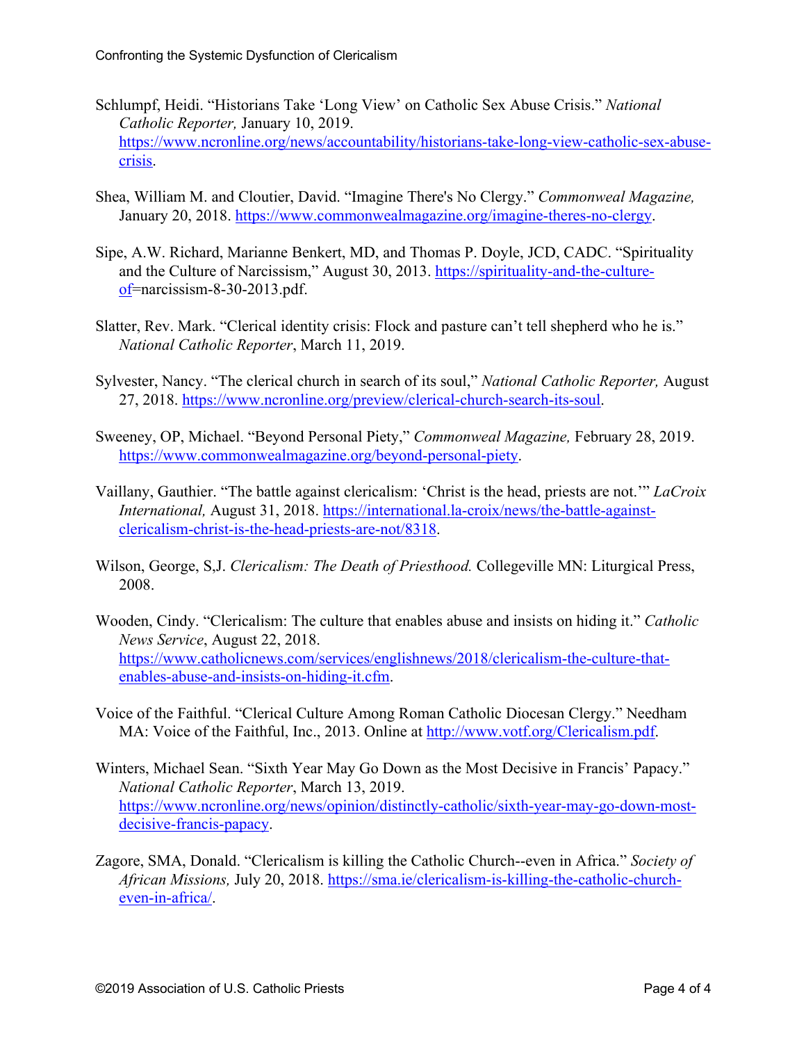Schlumpf, Heidi. "Historians Take 'Long View' on Catholic Sex Abuse Crisis." *National Catholic Reporter,* January 10, 2019. https://www.ncronline.org/news/accountability/historians-take-long-view-catholic-sex-abuse-crisis.

Shea, William M. and Cloutier, David. "Imagine There's No Clergy." *Commonweal Magazine,* January 20, 2018. https://www.commonwealmagazine.org/imagine-theres-no-clergy.

Sipe, A.W. Richard, Marianne Benkert, MD, and Thomas P. Doyle, JCD, CADC. "Spirituality and the Culture of Narcissism," August 30, 2013. https://spirituality-and-the-culture-of=narcissism-8-30-2013.pdf.

Slatter, Rev. Mark. "Clerical identity crisis: Flock and pasture can't tell shepherd who he is." *National Catholic Reporter*, March 11, 2019.

Sylvester, Nancy. "The clerical church in search of its soul," *National Catholic Reporter,* August 27, 2018. https://www.ncronline.org/preview/clerical-church-search-its-soul.

Sweeney, OP, Michael. "Beyond Personal Piety," *Commonweal Magazine,* February 28, 2019. https://www.commonwealmagazine.org/beyond-personal-piety.

Vaillany, Gauthier. "The battle against clericalism: 'Christ is the head, priests are not.'" *LaCroix International,* August 31, 2018. https://international.la-croix/news/the-battle-against-clericalism-christ-is-the-head-priests-are-not/8318.

Wilson, George, S,J. *Clericalism: The Death of Priesthood.* Collegeville MN: Liturgical Press, 2008.

Wooden, Cindy. "Clericalism: The culture that enables abuse and insists on hiding it." *Catholic News Service*, August 22, 2018. https://www.catholicnews.com/services/englishnews/2018/clericalism-the-culture-that-enables-abuse-and-insists-on-hiding-it.cfm.

Voice of the Faithful. "Clerical Culture Among Roman Catholic Diocesan Clergy." Needham MA: Voice of the Faithful, Inc., 2013. Online at http://www.votf.org/Clericalism.pdf.

Winters, Michael Sean. "Sixth Year May Go Down as the Most Decisive in Francis' Papacy." *National Catholic Reporter*, March 13, 2019. https://www.ncronline.org/news/opinion/distinctly-catholic/sixth-year-may-go-down-most-decisive-francis-papacy.

Zagore, SMA, Donald. "Clericalism is killing the Catholic Church--even in Africa." *Society of African Missions,* July 20, 2018. https://sma.ie/clericalism-is-killing-the-catholic-church-even-in-africa/.

©2019 Association of U.S. Catholic Priests